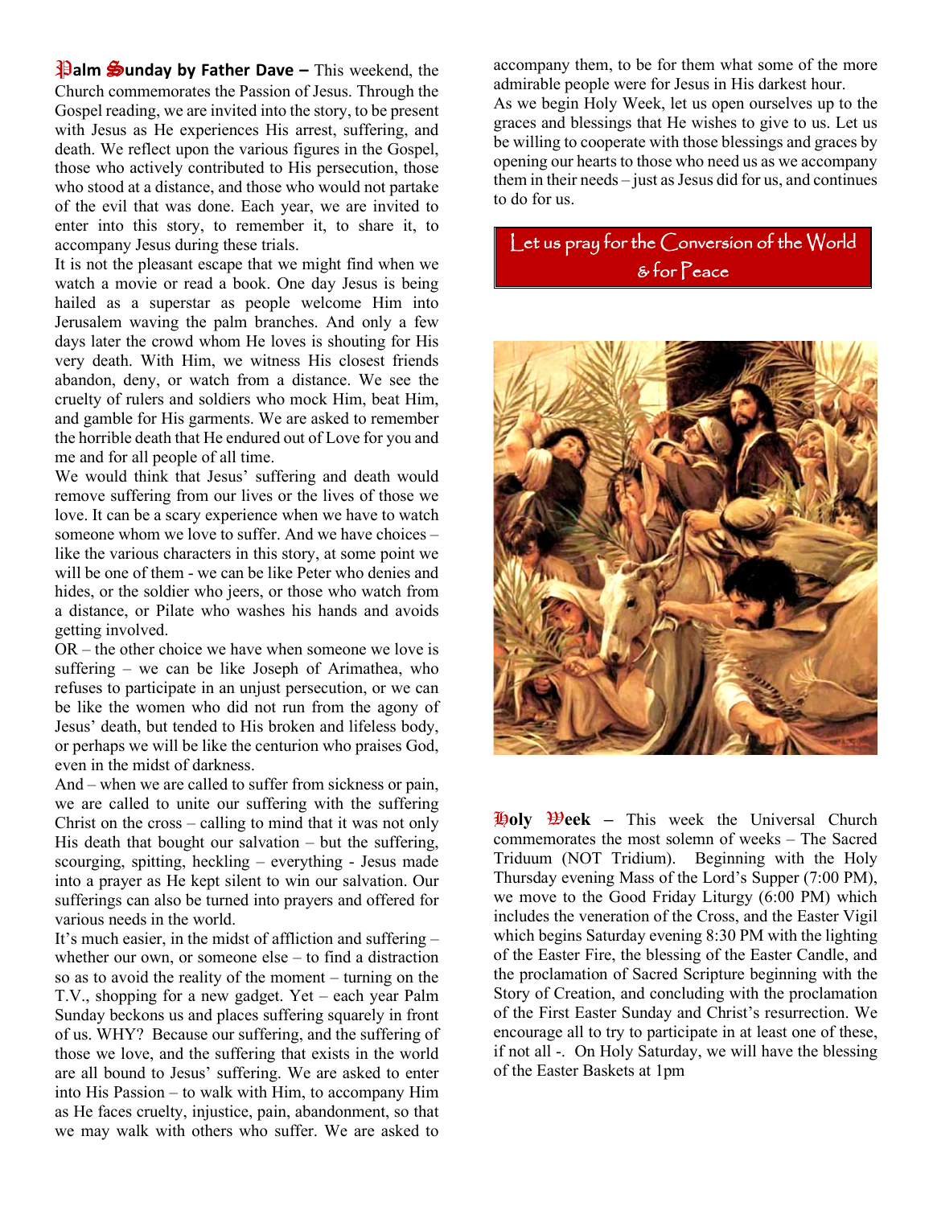**Palm Sunday by Father Dave –** This weekend, the Church commemorates the Passion of Jesus. Through the Gospel reading, we are invited into the story, to be present with Jesus as He experiences His arrest, suffering, and death. We reflect upon the various figures in the Gospel, those who actively contributed to His persecution, those who stood at a distance, and those who would not partake of the evil that was done. Each year, we are invited to enter into this story, to remember it, to share it, to accompany Jesus during these trials.

It is not the pleasant escape that we might find when we watch a movie or read a book. One day Jesus is being hailed as a superstar as people welcome Him into Jerusalem waving the palm branches. And only a few days later the crowd whom He loves is shouting for His very death. With Him, we witness His closest friends abandon, deny, or watch from a distance. We see the cruelty of rulers and soldiers who mock Him, beat Him, and gamble for His garments. We are asked to remember the horrible death that He endured out of Love for you and me and for all people of all time.

We would think that Jesus' suffering and death would remove suffering from our lives or the lives of those we love. It can be a scary experience when we have to watch someone whom we love to suffer. And we have choices – like the various characters in this story, at some point we will be one of them - we can be like Peter who denies and hides, or the soldier who jeers, or those who watch from a distance, or Pilate who washes his hands and avoids getting involved.

OR – the other choice we have when someone we love is suffering – we can be like Joseph of Arimathea, who refuses to participate in an unjust persecution, or we can be like the women who did not run from the agony of Jesus' death, but tended to His broken and lifeless body, or perhaps we will be like the centurion who praises God, even in the midst of darkness.

And – when we are called to suffer from sickness or pain, we are called to unite our suffering with the suffering Christ on the cross – calling to mind that it was not only His death that bought our salvation – but the suffering, scourging, spitting, heckling – everything - Jesus made into a prayer as He kept silent to win our salvation. Our sufferings can also be turned into prayers and offered for various needs in the world.

It's much easier, in the midst of affliction and suffering – whether our own, or someone else – to find a distraction so as to avoid the reality of the moment – turning on the T.V., shopping for a new gadget. Yet – each year Palm Sunday beckons us and places suffering squarely in front of us. WHY? Because our suffering, and the suffering of those we love, and the suffering that exists in the world are all bound to Jesus' suffering. We are asked to enter into His Passion – to walk with Him, to accompany Him as He faces cruelty, injustice, pain, abandonment, so that we may walk with others who suffer. We are asked to accompany them, to be for them what some of the more admirable people were for Jesus in His darkest hour.

As we begin Holy Week, let us open ourselves up to the graces and blessings that He wishes to give to us. Let us be willing to cooperate with those blessings and graces by opening our hearts to those who need us as we accompany them in their needs – just as Jesus did for us, and continues to do for us.

**Let us pray for the Conversion of the World & for Peace**

**Holy Week –** This week the Universal Church commemorates the most solemn of weeks – The Sacred Triduum (NOT Tridium). Beginning with the Holy Thursday evening Mass of the Lord's Supper (7:00 PM), we move to the Good Friday Liturgy (6:00 PM) which includes the veneration of the Cross, and the Easter Vigil which begins Saturday evening 8:30 PM with the lighting of the Easter Fire, the blessing of the Easter Candle, and the proclamation of Sacred Scripture beginning with the Story of Creation, and concluding with the proclamation of the First Easter Sunday and Christ's resurrection. We encourage all to try to participate in at least one of these, if not all -. On Holy Saturday, we will have the blessing of the Easter Baskets at 1pm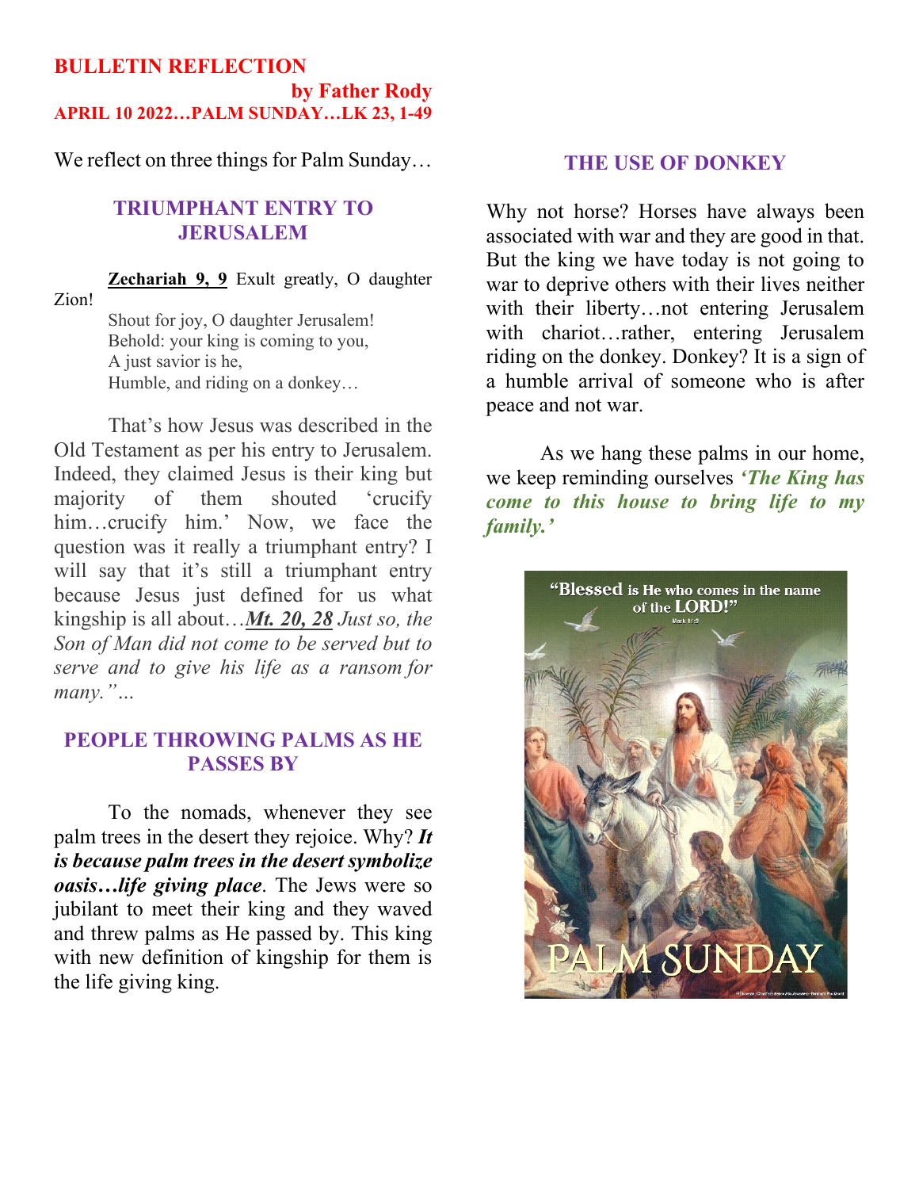**BULLETIN REFLECTION**
**by Father Rody**
**APRIL 10 2022…PALM SUNDAY…LK 23, 1-49**

We reflect on three things for Palm Sunday…

## TRIUMPHANT ENTRY TO JERUSALEM

**Zechariah 9, 9** Exult greatly, O daughter Zion!
Shout for joy, O daughter Jerusalem!
Behold: your king is coming to you,
A just savior is he,
Humble, and riding on a donkey…

That's how Jesus was described in the Old Testament as per his entry to Jerusalem. Indeed, they claimed Jesus is their king but majority of them shouted 'crucify him…crucify him.' Now, we face the question was it really a triumphant entry? I will say that it's still a triumphant entry because Jesus just defined for us what kingship is all about…***Mt. 20, 28*** *Just so, the Son of Man did not come to be served but to serve and to give his life as a ransom for many."…*

## PEOPLE THROWING PALMS AS HE PASSES BY

To the nomads, whenever they see palm trees in the desert they rejoice. Why? ***It is because palm trees in the desert symbolize oasis…life giving place***. The Jews were so jubilant to meet their king and they waved and threw palms as He passed by. This king with new definition of kingship for them is the life giving king.

## THE USE OF DONKEY

Why not horse? Horses have always been associated with war and they are good in that. But the king we have today is not going to war to deprive others with their lives neither with their liberty…not entering Jerusalem with chariot…rather, entering Jerusalem riding on the donkey. Donkey? It is a sign of a humble arrival of someone who is after peace and not war.

As we hang these palms in our home, we keep reminding ourselves ***'The King has come to this house to bring life to my family.'***